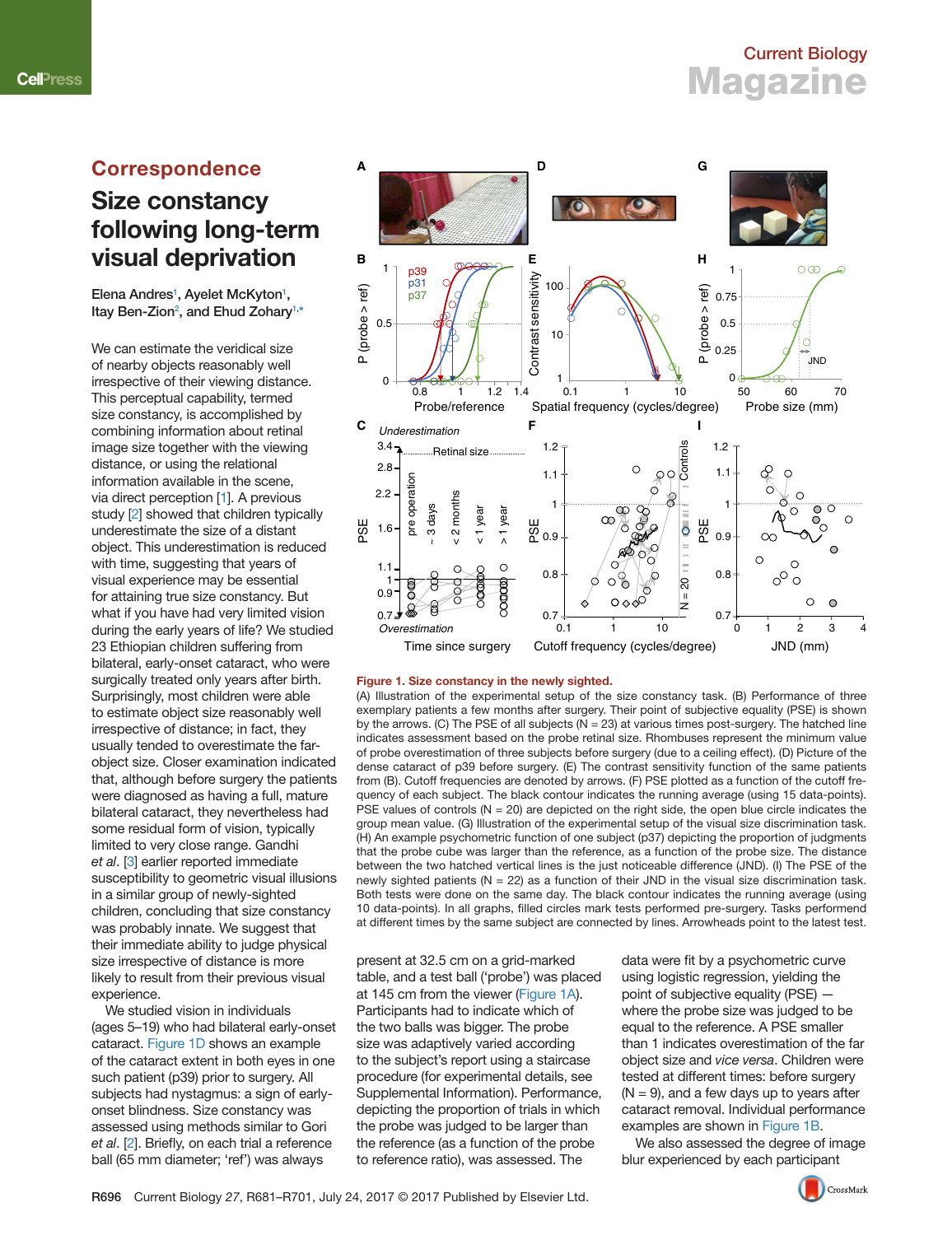## Correspondence

# Size constancy following long-term visual deprivation

Elena Andres[1], Ayelet McKyton[1], Itay Ben-Zion[2], and Ehud Zohary[1,*]

We can estimate the veridical size of nearby objects reasonably well irrespective of their viewing distance. This perceptual capability, termed size constancy, is accomplished by combining information about retinal image size together with the viewing distance, or using the relational information available in the scene, via direct perception [1]. A previous study [2] showed that children typically underestimate the size of a distant object. This underestimation is reduced with time, suggesting that years of visual experience may be essential for attaining true size constancy. But what if you have had very limited vision during the early years of life? We studied 23 Ethiopian children suffering from bilateral, early-onset cataract, who were surgically treated only years after birth. Surprisingly, most children were able to estimate object size reasonably well irrespective of distance; in fact, they usually tended to overestimate the far-object size. Closer examination indicated that, although before surgery the patients were diagnosed as having a full, mature bilateral cataract, they nevertheless had some residual form of vision, typically limited to very close range. Gandhi *et al*. [3] earlier reported immediate susceptibility to geometric visual illusions in a similar group of newly-sighted children, concluding that size constancy was probably innate. We suggest that their immediate ability to judge physical size irrespective of distance is more likely to result from their previous visual experience.

We studied vision in individuals (ages 5–19) who had bilateral early-onset cataract. Figure 1D shows an example of the cataract extent in both eyes in one such patient (p39) prior to surgery. All subjects had nystagmus: a sign of early-onset blindness. Size constancy was assessed using methods similar to Gori *et al*. [2]. Briefly, on each trial a reference ball (65 mm diameter; 'ref') was always present at 32.5 cm on a grid-marked table, and a test ball ('probe') was placed at 145 cm from the viewer (Figure 1A). Participants had to indicate which of the two balls was bigger. The probe size was adaptively varied according to the subject's report using a staircase procedure (for experimental details, see Supplemental Information). Performance, depicting the proportion of trials in which the probe was judged to be larger than the reference (as a function of the probe to reference ratio), was assessed. The data were fit by a psychometric curve using logistic regression, yielding the point of subjective equality (PSE) — where the probe size was judged to be equal to the reference. A PSE smaller than 1 indicates overestimation of the far object size and *vice versa*. Children were tested at different times: before surgery (N = 9), and a few days up to years after cataract removal. Individual performance examples are shown in Figure 1B.

We also assessed the degree of image blur experienced by each participant

**Figure 1. Size constancy in the newly sighted.**
(A) Illustration of the experimental setup of the size constancy task. (B) Performance of three exemplary patients a few months after surgery. Their point of subjective equality (PSE) is shown by the arrows. (C) The PSE of all subjects (N = 23) at various times post-surgery. The hatched line indicates assessment based on the probe retinal size. Rhombuses represent the minimum value of probe overestimation of three subjects before surgery (due to a ceiling effect). (D) Picture of the dense cataract of p39 before surgery. (E) The contrast sensitivity function of the same patients from (B). Cutoff frequencies are denoted by arrows. (F) PSE plotted as a function of the cutoff frequency of each subject. The black contour indicates the running average (using 15 data-points). PSE values of controls (N = 20) are depicted on the right side, the open blue circle indicates the group mean value. (G) Illustration of the experimental setup of the visual size discrimination task. (H) An example psychometric function of one subject (p37) depicting the proportion of judgments that the probe cube was larger than the reference, as a function of the probe size. The distance between the two hatched vertical lines is the just noticeable difference (JND). (I) The PSE of the newly sighted patients (N = 22) as a function of their JND in the visual size discrimination task. Both tests were done on the same day. The black contour indicates the running average (using 10 data-points). In all graphs, filled circles mark tests performed pre-surgery. Tasks performed at different times by the same subject are connected by lines. Arrowheads point to the latest test.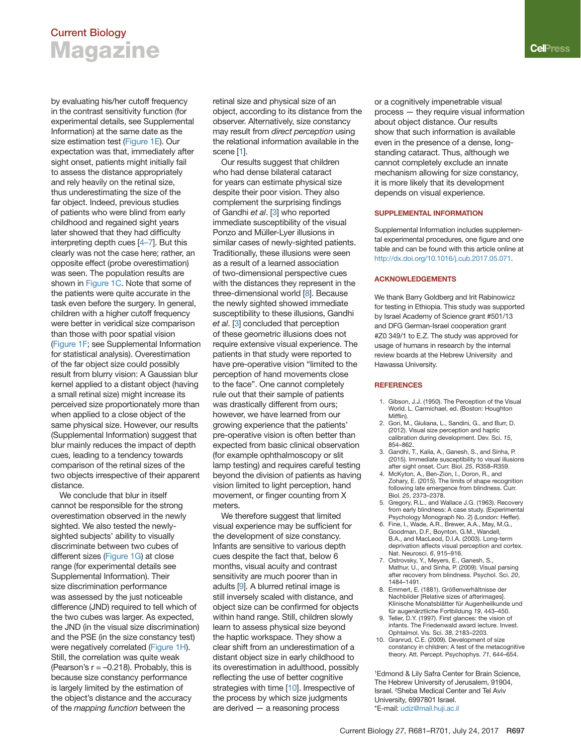by evaluating his/her cutoff frequency in the contrast sensitivity function (for experimental details, see Supplemental Information) at the same date as the size estimation test (Figure 1E). Our expectation was that, immediately after sight onset, patients might initially fail to assess the distance appropriately and rely heavily on the retinal size, thus underestimating the size of the far object. Indeed, previous studies of patients who were blind from early childhood and regained sight years later showed that they had difficulty interpreting depth cues [4–7]. But this clearly was not the case here; rather, an opposite effect (probe overestimation) was seen. The population results are shown in Figure 1C. Note that some of the patients were quite accurate in the task even before the surgery. In general, children with a higher cutoff frequency were better in veridical size comparison than those with poor spatial vision (Figure 1F; see Supplemental Information for statistical analysis). Overestimation of the far object size could possibly result from blurry vision: A Gaussian blur kernel applied to a distant object (having a small retinal size) might increase its perceived size proportionately more than when applied to a close object of the same physical size. However, our results (Supplemental Information) suggest that blur mainly reduces the impact of depth cues, leading to a tendency towards comparison of the retinal sizes of the two objects irrespective of their apparent distance.

We conclude that blur in itself cannot be responsible for the strong overestimation observed in the newly sighted. We also tested the newly-sighted subjects' ability to visually discriminate between two cubes of different sizes (Figure 1G) at close range (for experimental details see Supplemental Information). Their size discrimination performance was assessed by the just noticeable difference (JND) required to tell which of the two cubes was larger. As expected, the JND (in the visual size discrimination) and the PSE (in the size constancy test) were negatively correlated (Figure 1H). Still, the correlation was quite weak (Pearson's $r = -0.218$). Probably, this is because size constancy performance is largely limited by the estimation of the object's distance and the accuracy of the *mapping function* between the retinal size and physical size of an object, according to its distance from the observer. Alternatively, size constancy may result from *direct perception* using the relational information available in the scene [1].

Our results suggest that children who had dense bilateral cataract for years can estimate physical size despite their poor vision. They also complement the surprising findings of Gandhi *et al*. [3] who reported immediate susceptibility of the visual Ponzo and Müller-Lyer illusions in similar cases of newly-sighted patients. Traditionally, these illusions were seen as a result of a learned association of two-dimensional perspective cues with the distances they represent in the three-dimensional world [8]. Because the newly sighted showed immediate susceptibility to these illusions, Gandhi *et al*. [3] concluded that perception of these geometric illusions does not require extensive visual experience. The patients in that study were reported to have pre-operative vision "limited to the perception of hand movements close to the face". One cannot completely rule out that their sample of patients was drastically different from ours; however, we have learned from our growing experience that the patients' pre-operative vision is often better than expected from basic clinical observation (for example ophthalmoscopy or slit lamp testing) and requires careful testing beyond the division of patients as having vision limited to light perception, hand movement, or finger counting from X meters.

We therefore suggest that limited visual experience may be sufficient for the development of size constancy. Infants are sensitive to various depth cues despite the fact that, below 6 months, visual acuity and contrast sensitivity are much poorer than in adults [9]. A blurred retinal image is still inversely scaled with distance, and object size can be confirmed for objects within hand range. Still, children slowly learn to assess physical size beyond the haptic workspace. They show a clear shift from an underestimation of a distant object size in early childhood to its overestimation in adulthood, possibly reflecting the use of better cognitive strategies with time [10]. Irrespective of the process by which size judgments are derived — a reasoning process or a cognitively impenetrable visual process — they require visual information about object distance. Our results show that such information is available even in the presence of a dense, long-standing cataract. Thus, although we cannot completely exclude an innate mechanism allowing for size constancy, it is more likely that its development depends on visual experience.

## SUPPLEMENTAL INFORMATION

Supplemental Information includes supplemental experimental procedures, one figure and one table and can be found with this article online at http://dx.doi.org/10.1016/j.cub.2017.05.071.

## ACKNOWLEDGEMENTS

We thank Barry Goldberg and Irit Rabinowicz for testing in Ethiopia. This study was supported by Israel Academy of Science grant #501/13 and DFG German-Israel cooperation grant #Z0 349/1 to E.Z. The study was approved for usage of humans in research by the internal review boards at the Hebrew University and Hawassa University.

## REFERENCES

1. Gibson, J.J. (1950). The Perception of the Visual World. L. Carmichael, ed. (Boston: Houghton Mifflin).
2. Gori, M., Giuliana, L., Sandini, G., and Burr, D. (2012). Visual size perception and haptic calibration during development. Dev. Sci. *15*, 854–862.
3. Gandhi, T., Kalia, A., Ganesh, S., and Sinha, P. (2015). Immediate susceptibility to visual illusions after sight onset. Curr. Biol. *25*, R358–R359.
4. McKyton, A., Ben-Zion, I., Doron, R., and Zohary, E. (2015). The limits of shape recognition following late emergence from blindness. Curr. Biol. *25*, 2373–2378.
5. Gregory, R.L., and Wallace J.G. (1963). Recovery from early blindness: A case study. (Experimental Psychology Monograph No. 2) (London: Heffer).
6. Fine, I., Wade, A.R., Brewer, A.A., May, M.G., Goodman, D.F., Boynton, G.M., Wandell, B.A., and MacLeod, D.I.A. (2003). Long-term deprivation affects visual perception and cortex. Nat. Neurosci. *6*, 915–916.
7. Ostrovsky, Y., Meyers, E., Ganesh, S., Mathur, U., and Sinha, P. (2009). Visual parsing after recovery from blindness. Psychol. Sci. *20*, 1484–1491.
8. Emmert, E. (1881). Größenverhältnisse der Nachbilder [Relative sizes of afterimages]. Klinische Monatsblätter für Augenheilkunde und für augenärztliche Fortbildung *19*, 443–450.
9. Teller, D.Y. (1997). First glances: the vision of infants. The Friedenwald award lecture. Invest. Ophtalmol. Vis. Sci. *38*, 2183–2203.
10. Granrud, C.E. (2009). Development of size constancy in children: A test of the metacognitive theory. Att. Percept. Psychophys. *71*, 644–654.

[1]Edmond & Lily Safra Center for Brain Science, The Hebrew University of Jerusalem, 91904, Israel. [2]Sheba Medical Center and Tel Aviv University, 6997801 Israel.
*E-mail: udiz@mail.huji.ac.il